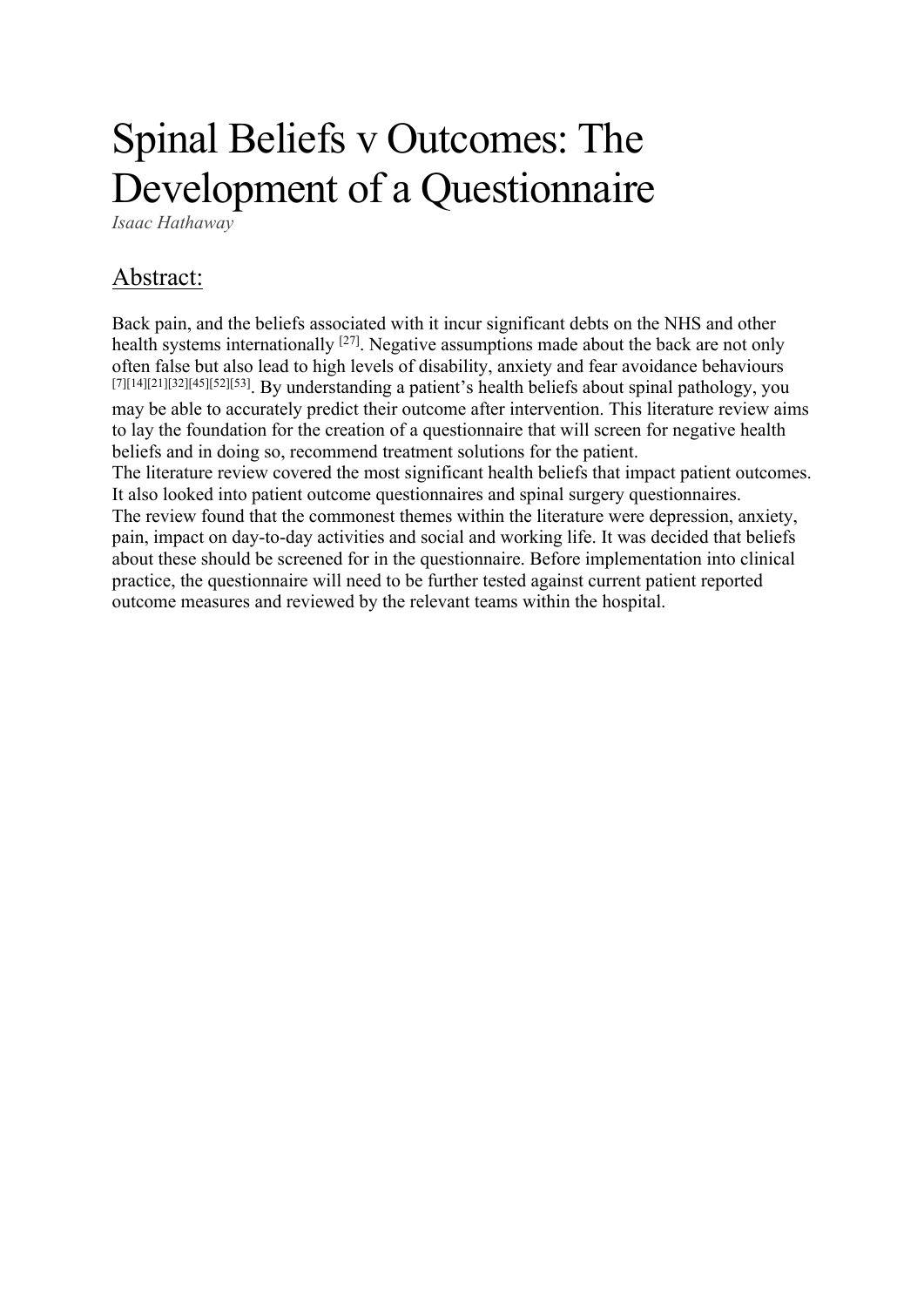# Spinal Beliefs v Outcomes: The Development of a Questionnaire

*Isaac Hathaway*

## Abstract:

Back pain, and the beliefs associated with it incur significant debts on the NHS and other health systems internationally [27]. Negative assumptions made about the back are not only often false but also lead to high levels of disability, anxiety and fear avoidance behaviours [7][14][21][32][45][52][53]. By understanding a patient's health beliefs about spinal pathology, you may be able to accurately predict their outcome after intervention. This literature review aims to lay the foundation for the creation of a questionnaire that will screen for negative health beliefs and in doing so, recommend treatment solutions for the patient.
The literature review covered the most significant health beliefs that impact patient outcomes. It also looked into patient outcome questionnaires and spinal surgery questionnaires.
The review found that the commonest themes within the literature were depression, anxiety, pain, impact on day-to-day activities and social and working life. It was decided that beliefs about these should be screened for in the questionnaire. Before implementation into clinical practice, the questionnaire will need to be further tested against current patient reported outcome measures and reviewed by the relevant teams within the hospital.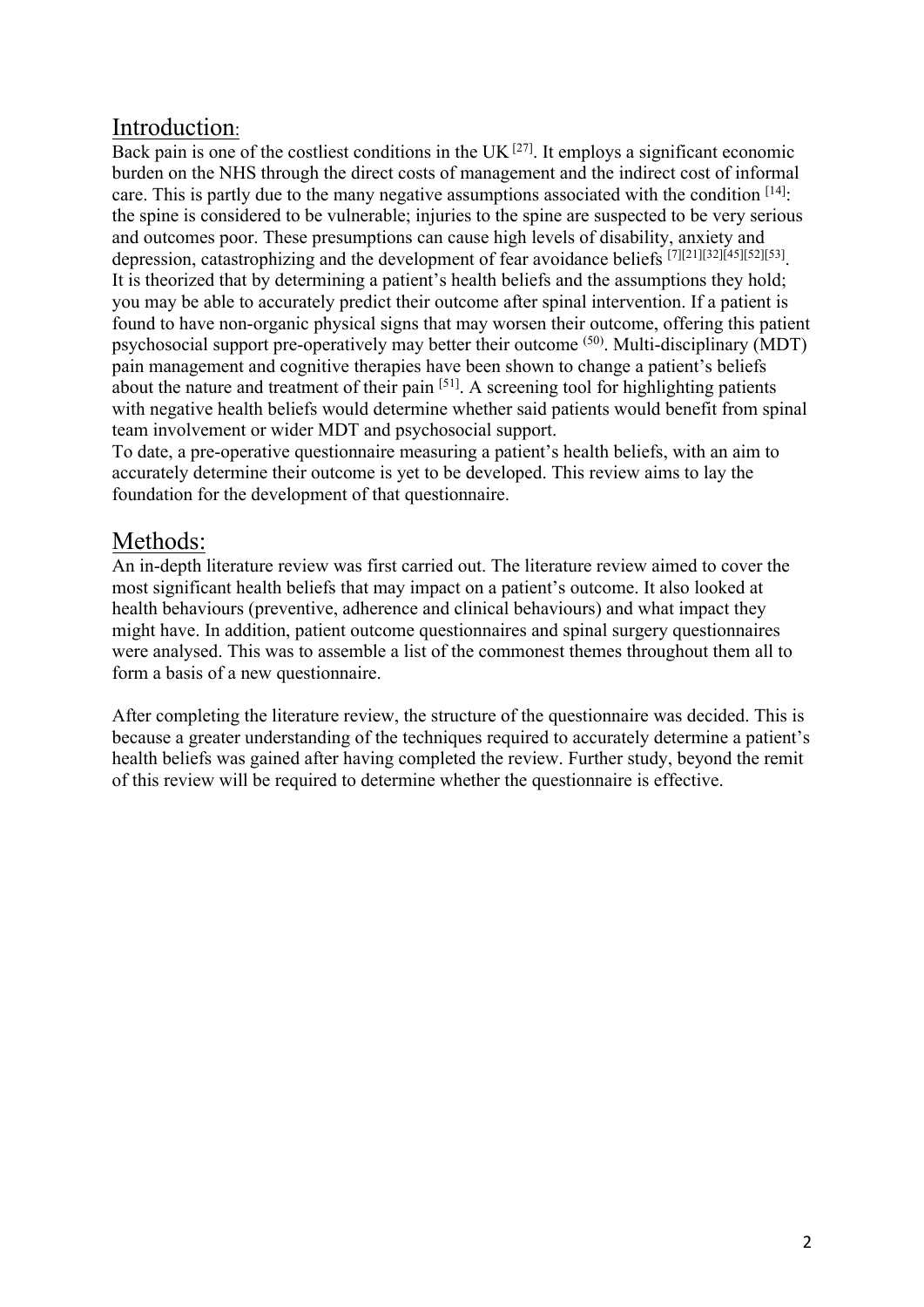## Introduction:

Back pain is one of the costliest conditions in the UK [27]. It employs a significant economic burden on the NHS through the direct costs of management and the indirect cost of informal care. This is partly due to the many negative assumptions associated with the condition [14]: the spine is considered to be vulnerable; injuries to the spine are suspected to be very serious and outcomes poor. These presumptions can cause high levels of disability, anxiety and depression, catastrophizing and the development of fear avoidance beliefs [7][21][32][45][52][53]. It is theorized that by determining a patient's health beliefs and the assumptions they hold; you may be able to accurately predict their outcome after spinal intervention. If a patient is found to have non-organic physical signs that may worsen their outcome, offering this patient psychosocial support pre-operatively may better their outcome (50). Multi-disciplinary (MDT) pain management and cognitive therapies have been shown to change a patient's beliefs about the nature and treatment of their pain [51]. A screening tool for highlighting patients with negative health beliefs would determine whether said patients would benefit from spinal team involvement or wider MDT and psychosocial support.

To date, a pre-operative questionnaire measuring a patient's health beliefs, with an aim to accurately determine their outcome is yet to be developed. This review aims to lay the foundation for the development of that questionnaire.

## Methods:

An in-depth literature review was first carried out. The literature review aimed to cover the most significant health beliefs that may impact on a patient's outcome. It also looked at health behaviours (preventive, adherence and clinical behaviours) and what impact they might have. In addition, patient outcome questionnaires and spinal surgery questionnaires were analysed. This was to assemble a list of the commonest themes throughout them all to form a basis of a new questionnaire.

After completing the literature review, the structure of the questionnaire was decided. This is because a greater understanding of the techniques required to accurately determine a patient's health beliefs was gained after having completed the review. Further study, beyond the remit of this review will be required to determine whether the questionnaire is effective.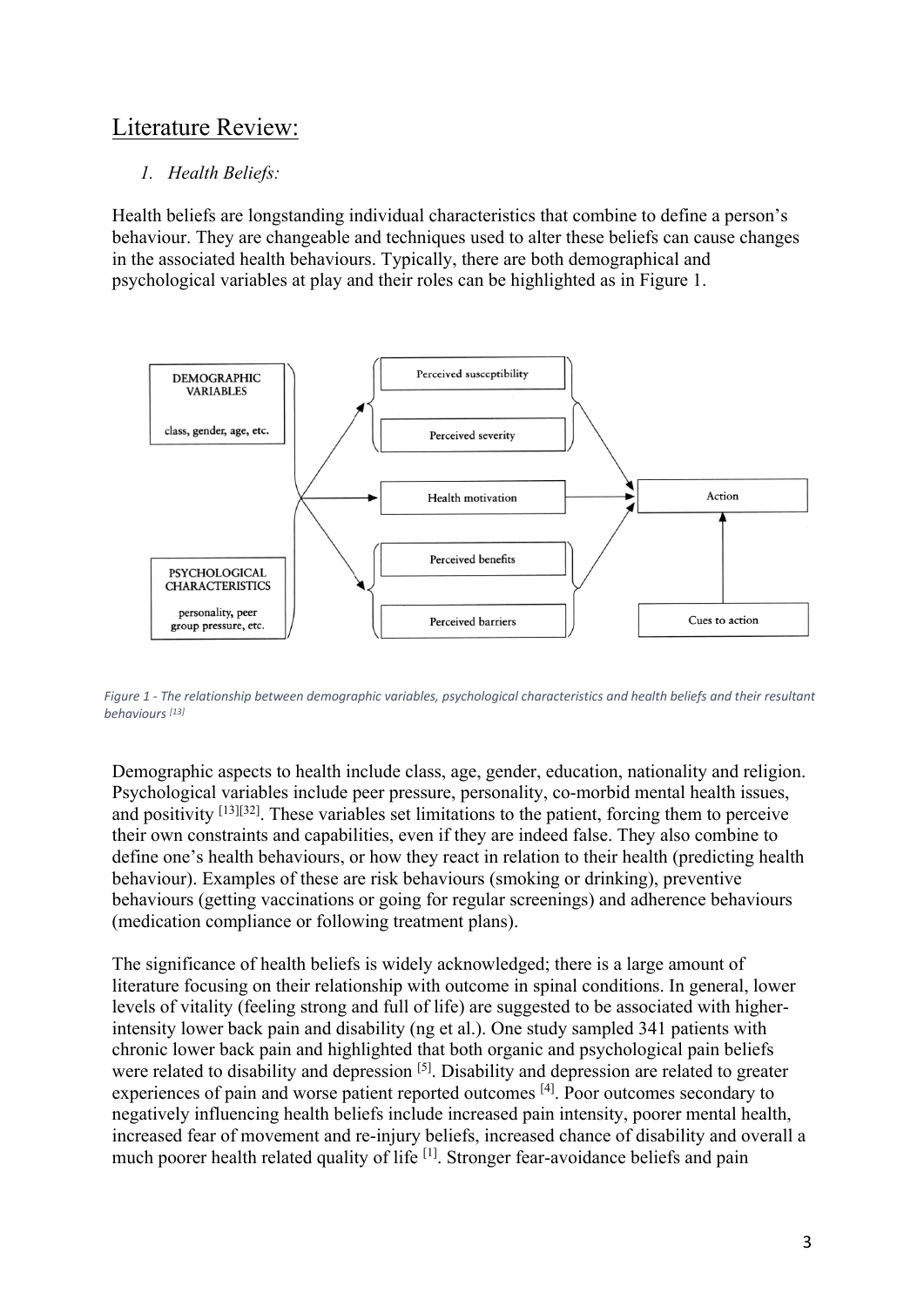# Literature Review:

## *1. Health Beliefs:*

Health beliefs are longstanding individual characteristics that combine to define a person's behaviour. They are changeable and techniques used to alter these beliefs can cause changes in the associated health behaviours. Typically, there are both demographical and psychological variables at play and their roles can be highlighted as in Figure 1.

*Figure 1 - The relationship between demographic variables, psychological characteristics and health beliefs and their resultant behaviours [13]*

Demographic aspects to health include class, age, gender, education, nationality and religion. Psychological variables include peer pressure, personality, co-morbid mental health issues, and positivity [13][32]. These variables set limitations to the patient, forcing them to perceive their own constraints and capabilities, even if they are indeed false. They also combine to define one's health behaviours, or how they react in relation to their health (predicting health behaviour). Examples of these are risk behaviours (smoking or drinking), preventive behaviours (getting vaccinations or going for regular screenings) and adherence behaviours (medication compliance or following treatment plans).

The significance of health beliefs is widely acknowledged; there is a large amount of literature focusing on their relationship with outcome in spinal conditions. In general, lower levels of vitality (feeling strong and full of life) are suggested to be associated with higher-intensity lower back pain and disability (ng et al.). One study sampled 341 patients with chronic lower back pain and highlighted that both organic and psychological pain beliefs were related to disability and depression [5]. Disability and depression are related to greater experiences of pain and worse patient reported outcomes [4]. Poor outcomes secondary to negatively influencing health beliefs include increased pain intensity, poorer mental health, increased fear of movement and re-injury beliefs, increased chance of disability and overall a much poorer health related quality of life [1]. Stronger fear-avoidance beliefs and pain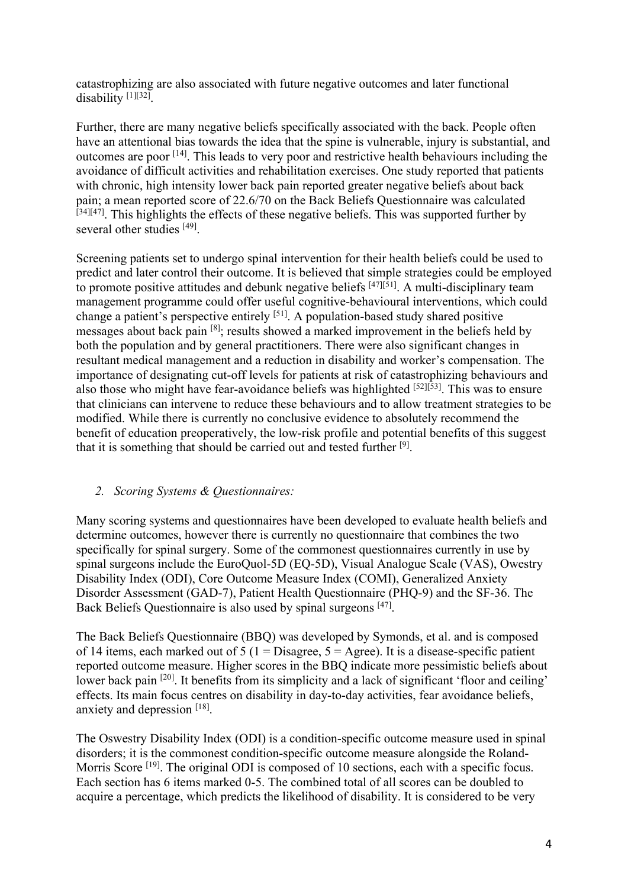catastrophizing are also associated with future negative outcomes and later functional disability [1][32].

Further, there are many negative beliefs specifically associated with the back. People often have an attentional bias towards the idea that the spine is vulnerable, injury is substantial, and outcomes are poor [14]. This leads to very poor and restrictive health behaviours including the avoidance of difficult activities and rehabilitation exercises. One study reported that patients with chronic, high intensity lower back pain reported greater negative beliefs about back pain; a mean reported score of 22.6/70 on the Back Beliefs Questionnaire was calculated [34][47]. This highlights the effects of these negative beliefs. This was supported further by several other studies [49].

Screening patients set to undergo spinal intervention for their health beliefs could be used to predict and later control their outcome. It is believed that simple strategies could be employed to promote positive attitudes and debunk negative beliefs [47][51]. A multi-disciplinary team management programme could offer useful cognitive-behavioural interventions, which could change a patient's perspective entirely [51]. A population-based study shared positive messages about back pain [8]; results showed a marked improvement in the beliefs held by both the population and by general practitioners. There were also significant changes in resultant medical management and a reduction in disability and worker's compensation. The importance of designating cut-off levels for patients at risk of catastrophizing behaviours and also those who might have fear-avoidance beliefs was highlighted [52][53]. This was to ensure that clinicians can intervene to reduce these behaviours and to allow treatment strategies to be modified. While there is currently no conclusive evidence to absolutely recommend the benefit of education preoperatively, the low-risk profile and potential benefits of this suggest that it is something that should be carried out and tested further [9].

2. *Scoring Systems & Questionnaires:*

Many scoring systems and questionnaires have been developed to evaluate health beliefs and determine outcomes, however there is currently no questionnaire that combines the two specifically for spinal surgery. Some of the commonest questionnaires currently in use by spinal surgeons include the EuroQuol-5D (EQ-5D), Visual Analogue Scale (VAS), Owestry Disability Index (ODI), Core Outcome Measure Index (COMI), Generalized Anxiety Disorder Assessment (GAD-7), Patient Health Questionnaire (PHQ-9) and the SF-36. The Back Beliefs Questionnaire is also used by spinal surgeons [47].

The Back Beliefs Questionnaire (BBQ) was developed by Symonds, et al. and is composed of 14 items, each marked out of 5 (1 = Disagree, 5 = Agree). It is a disease-specific patient reported outcome measure. Higher scores in the BBQ indicate more pessimistic beliefs about lower back pain [20]. It benefits from its simplicity and a lack of significant 'floor and ceiling' effects. Its main focus centres on disability in day-to-day activities, fear avoidance beliefs, anxiety and depression [18].

The Oswestry Disability Index (ODI) is a condition-specific outcome measure used in spinal disorders; it is the commonest condition-specific outcome measure alongside the Roland-Morris Score [19]. The original ODI is composed of 10 sections, each with a specific focus. Each section has 6 items marked 0-5. The combined total of all scores can be doubled to acquire a percentage, which predicts the likelihood of disability. It is considered to be very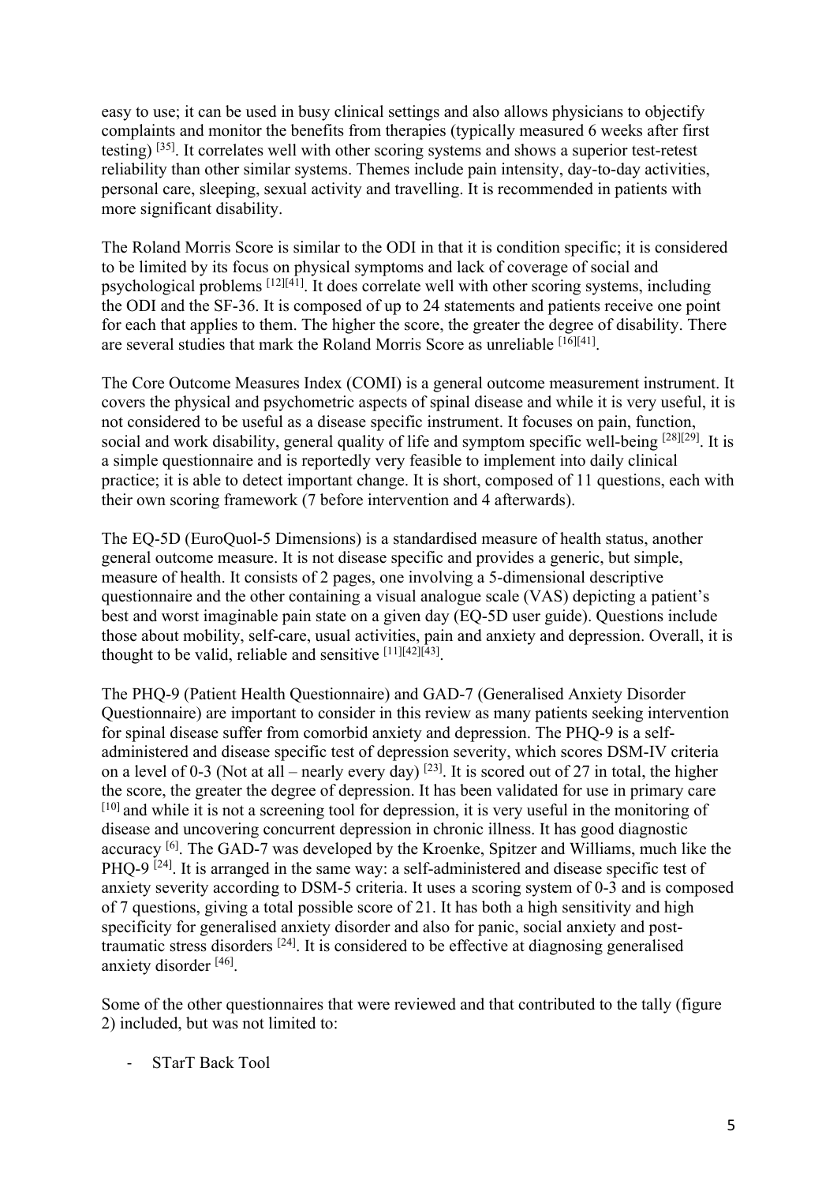easy to use; it can be used in busy clinical settings and also allows physicians to objectify complaints and monitor the benefits from therapies (typically measured 6 weeks after first testing) [35]. It correlates well with other scoring systems and shows a superior test-retest reliability than other similar systems. Themes include pain intensity, day-to-day activities, personal care, sleeping, sexual activity and travelling. It is recommended in patients with more significant disability.

The Roland Morris Score is similar to the ODI in that it is condition specific; it is considered to be limited by its focus on physical symptoms and lack of coverage of social and psychological problems [12][41]. It does correlate well with other scoring systems, including the ODI and the SF-36. It is composed of up to 24 statements and patients receive one point for each that applies to them. The higher the score, the greater the degree of disability. There are several studies that mark the Roland Morris Score as unreliable [16][41].

The Core Outcome Measures Index (COMI) is a general outcome measurement instrument. It covers the physical and psychometric aspects of spinal disease and while it is very useful, it is not considered to be useful as a disease specific instrument. It focuses on pain, function, social and work disability, general quality of life and symptom specific well-being [28][29]. It is a simple questionnaire and is reportedly very feasible to implement into daily clinical practice; it is able to detect important change. It is short, composed of 11 questions, each with their own scoring framework (7 before intervention and 4 afterwards).

The EQ-5D (EuroQuol-5 Dimensions) is a standardised measure of health status, another general outcome measure. It is not disease specific and provides a generic, but simple, measure of health. It consists of 2 pages, one involving a 5-dimensional descriptive questionnaire and the other containing a visual analogue scale (VAS) depicting a patient's best and worst imaginable pain state on a given day (EQ-5D user guide). Questions include those about mobility, self-care, usual activities, pain and anxiety and depression. Overall, it is thought to be valid, reliable and sensitive [11][42][43].

The PHQ-9 (Patient Health Questionnaire) and GAD-7 (Generalised Anxiety Disorder Questionnaire) are important to consider in this review as many patients seeking intervention for spinal disease suffer from comorbid anxiety and depression. The PHQ-9 is a self-administered and disease specific test of depression severity, which scores DSM-IV criteria on a level of 0-3 (Not at all – nearly every day) [23]. It is scored out of 27 in total, the higher the score, the greater the degree of depression. It has been validated for use in primary care [10] and while it is not a screening tool for depression, it is very useful in the monitoring of disease and uncovering concurrent depression in chronic illness. It has good diagnostic accuracy [6]. The GAD-7 was developed by the Kroenke, Spitzer and Williams, much like the PHQ-9 [24]. It is arranged in the same way: a self-administered and disease specific test of anxiety severity according to DSM-5 criteria. It uses a scoring system of 0-3 and is composed of 7 questions, giving a total possible score of 21. It has both a high sensitivity and high specificity for generalised anxiety disorder and also for panic, social anxiety and post-traumatic stress disorders [24]. It is considered to be effective at diagnosing generalised anxiety disorder [46].

Some of the other questionnaires that were reviewed and that contributed to the tally (figure 2) included, but was not limited to:

- STarT Back Tool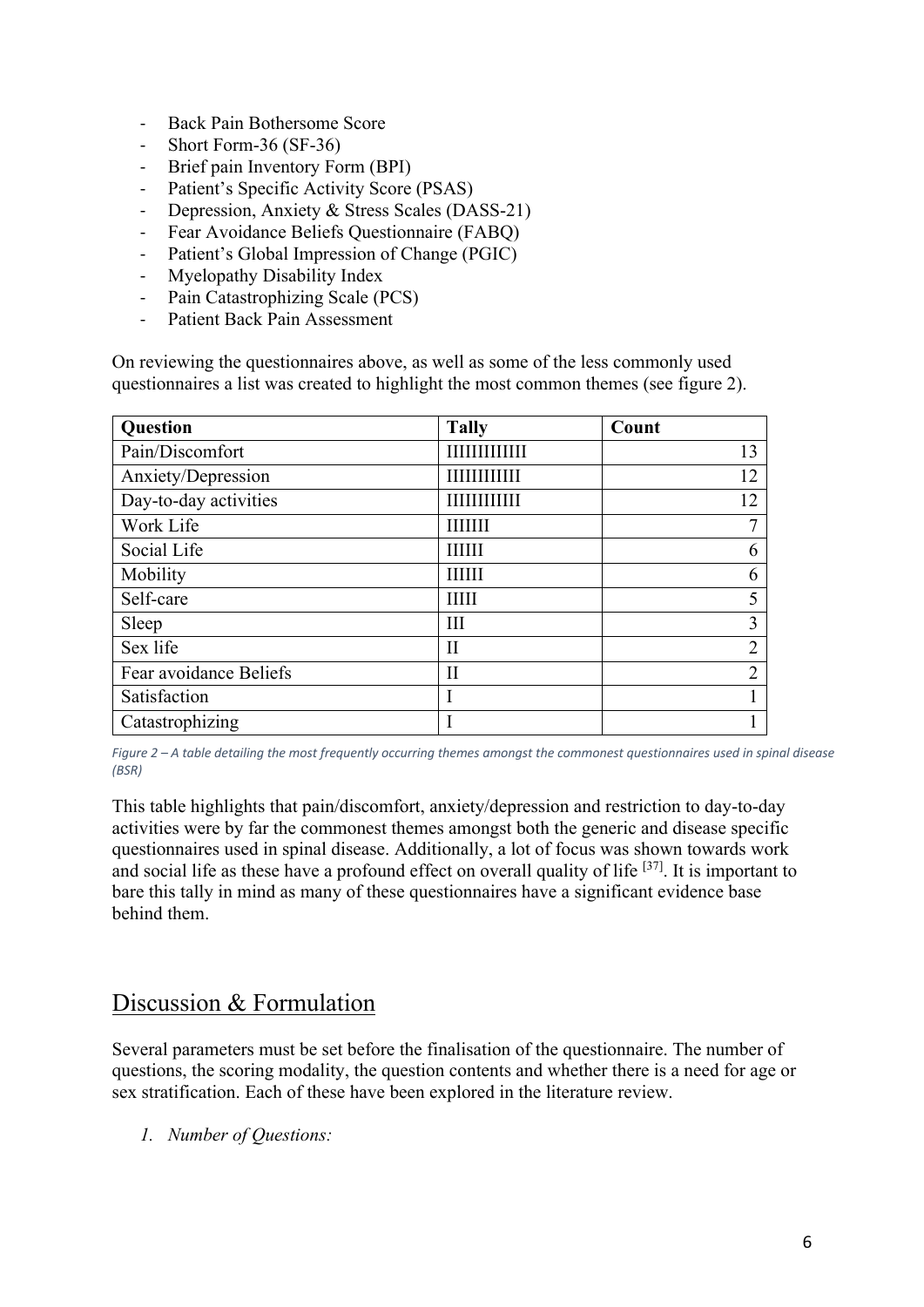- Back Pain Bothersome Score
- Short Form-36 (SF-36)
- Brief pain Inventory Form (BPI)
- Patient's Specific Activity Score (PSAS)
- Depression, Anxiety & Stress Scales (DASS-21)
- Fear Avoidance Beliefs Questionnaire (FABQ)
- Patient's Global Impression of Change (PGIC)
- Myelopathy Disability Index
- Pain Catastrophizing Scale (PCS)
- Patient Back Pain Assessment

On reviewing the questionnaires above, as well as some of the less commonly used questionnaires a list was created to highlight the most common themes (see figure 2).

| Question | Tally | Count |
| --- | --- | ---: |
| Pain/Discomfort | IIIIIIIIIIIII | 13 |
| Anxiety/Depression | IIIIIIIIIIII | 12 |
| Day-to-day activities | IIIIIIIIIIII | 12 |
| Work Life | IIIIIII | 7 |
| Social Life | IIIIII | 6 |
| Mobility | IIIIII | 6 |
| Self-care | IIIII | 5 |
| Sleep | III | 3 |
| Sex life | II | 2 |
| Fear avoidance Beliefs | II | 2 |
| Satisfaction | I | 1 |
| Catastrophizing | I | 1 |

*Figure 2 – A table detailing the most frequently occurring themes amongst the commonest questionnaires used in spinal disease (BSR)*

This table highlights that pain/discomfort, anxiety/depression and restriction to day-to-day activities were by far the commonest themes amongst both the generic and disease specific questionnaires used in spinal disease. Additionally, a lot of focus was shown towards work and social life as these have a profound effect on overall quality of life [37]. It is important to bare this tally in mind as many of these questionnaires have a significant evidence base behind them.

## Discussion & Formulation

Several parameters must be set before the finalisation of the questionnaire. The number of questions, the scoring modality, the question contents and whether there is a need for age or sex stratification. Each of these have been explored in the literature review.

1. *Number of Questions:*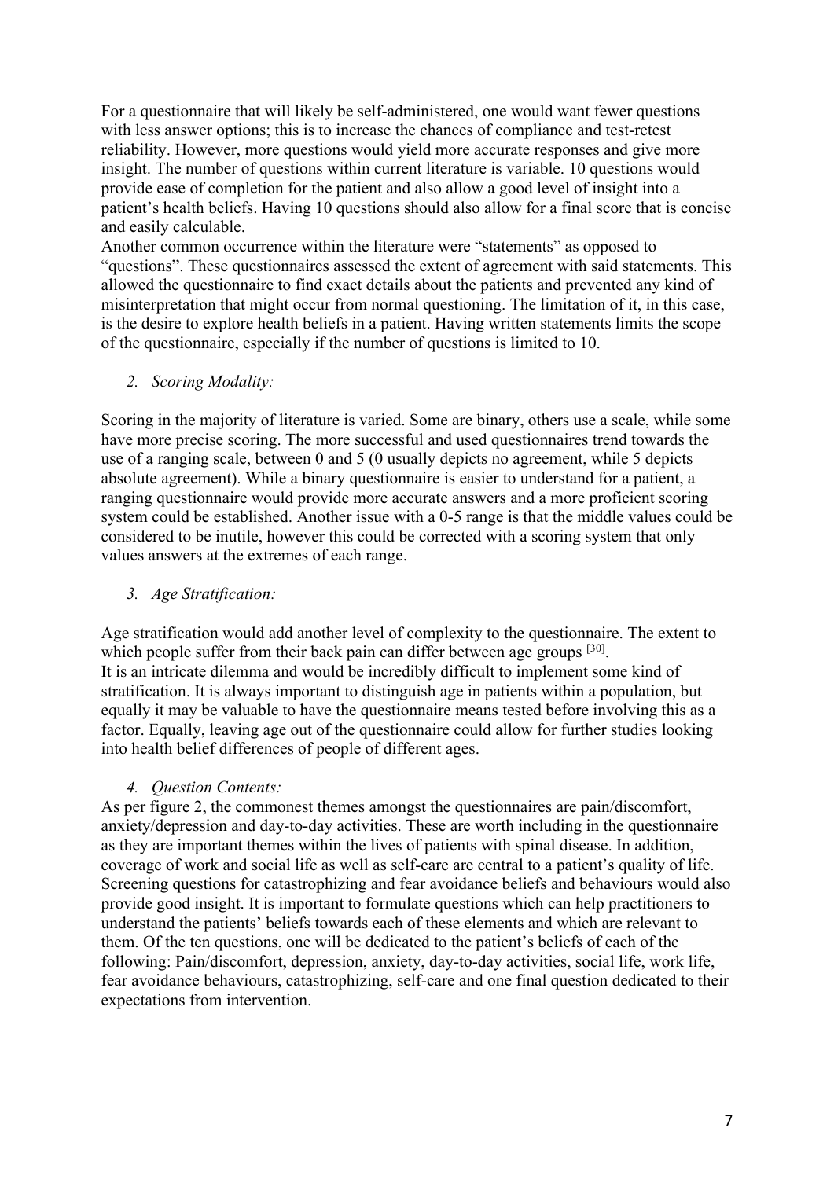For a questionnaire that will likely be self-administered, one would want fewer questions with less answer options; this is to increase the chances of compliance and test-retest reliability. However, more questions would yield more accurate responses and give more insight. The number of questions within current literature is variable. 10 questions would provide ease of completion for the patient and also allow a good level of insight into a patient's health beliefs. Having 10 questions should also allow for a final score that is concise and easily calculable.

Another common occurrence within the literature were "statements" as opposed to "questions". These questionnaires assessed the extent of agreement with said statements. This allowed the questionnaire to find exact details about the patients and prevented any kind of misinterpretation that might occur from normal questioning. The limitation of it, in this case, is the desire to explore health beliefs in a patient. Having written statements limits the scope of the questionnaire, especially if the number of questions is limited to 10.

2. *Scoring Modality:*

Scoring in the majority of literature is varied. Some are binary, others use a scale, while some have more precise scoring. The more successful and used questionnaires trend towards the use of a ranging scale, between 0 and 5 (0 usually depicts no agreement, while 5 depicts absolute agreement). While a binary questionnaire is easier to understand for a patient, a ranging questionnaire would provide more accurate answers and a more proficient scoring system could be established. Another issue with a 0-5 range is that the middle values could be considered to be inutile, however this could be corrected with a scoring system that only values answers at the extremes of each range.

3. *Age Stratification:*

Age stratification would add another level of complexity to the questionnaire. The extent to which people suffer from their back pain can differ between age groups [30].

It is an intricate dilemma and would be incredibly difficult to implement some kind of stratification. It is always important to distinguish age in patients within a population, but equally it may be valuable to have the questionnaire means tested before involving this as a factor. Equally, leaving age out of the questionnaire could allow for further studies looking into health belief differences of people of different ages.

4. *Question Contents:*

As per figure 2, the commonest themes amongst the questionnaires are pain/discomfort, anxiety/depression and day-to-day activities. These are worth including in the questionnaire as they are important themes within the lives of patients with spinal disease. In addition, coverage of work and social life as well as self-care are central to a patient's quality of life. Screening questions for catastrophizing and fear avoidance beliefs and behaviours would also provide good insight. It is important to formulate questions which can help practitioners to understand the patients' beliefs towards each of these elements and which are relevant to them. Of the ten questions, one will be dedicated to the patient's beliefs of each of the following: Pain/discomfort, depression, anxiety, day-to-day activities, social life, work life, fear avoidance behaviours, catastrophizing, self-care and one final question dedicated to their expectations from intervention.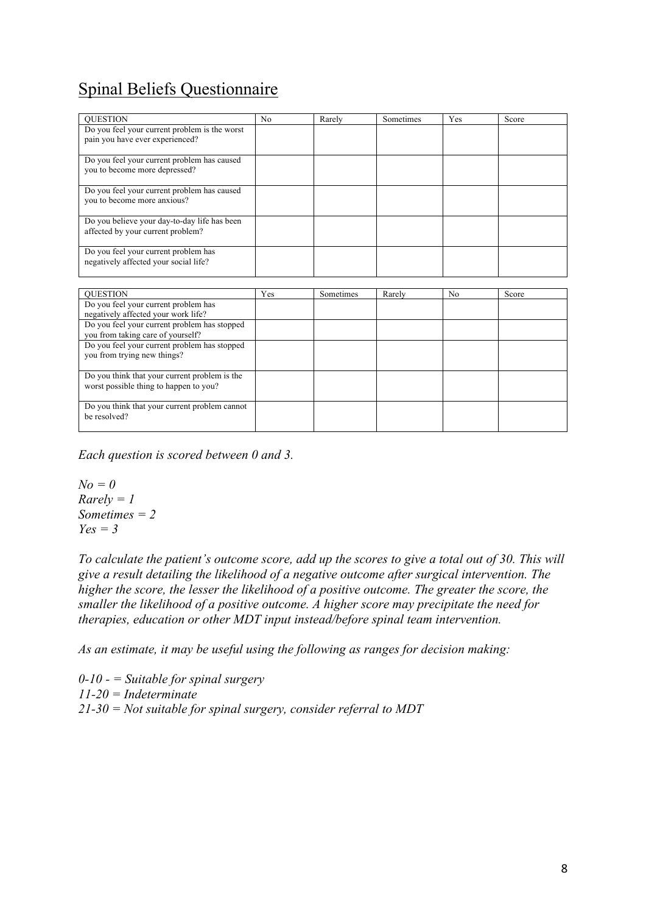## Spinal Beliefs Questionnaire

| QUESTION | No | Rarely | Sometimes | Yes | Score |
|---|---|---|---|---|---|
| Do you feel your current problem is the worst pain you have ever experienced? | | | | | |
| Do you feel your current problem has caused you to become more depressed? | | | | | |
| Do you feel your current problem has caused you to become more anxious? | | | | | |
| Do you believe your day-to-day life has been affected by your current problem? | | | | | |
| Do you feel your current problem has negatively affected your social life? | | | | | |

| QUESTION | Yes | Sometimes | Rarely | No | Score |
|---|---|---|---|---|---|
| Do you feel your current problem has negatively affected your work life? | | | | | |
| Do you feel your current problem has stopped you from taking care of yourself? | | | | | |
| Do you feel your current problem has stopped you from trying new things? | | | | | |
| Do you think that your current problem is the worst possible thing to happen to you? | | | | | |
| Do you think that your current problem cannot be resolved? | | | | | |

*Each question is scored between 0 and 3.*

*No = 0*
*Rarely = 1*
*Sometimes = 2*
*Yes = 3*

*To calculate the patient's outcome score, add up the scores to give a total out of 30. This will give a result detailing the likelihood of a negative outcome after surgical intervention. The higher the score, the lesser the likelihood of a positive outcome. The greater the score, the smaller the likelihood of a positive outcome. A higher score may precipitate the need for therapies, education or other MDT input instead/before spinal team intervention.*

*As an estimate, it may be useful using the following as ranges for decision making:*

*0-10 - = Suitable for spinal surgery*
*11-20 = Indeterminate*
*21-30 = Not suitable for spinal surgery, consider referral to MDT*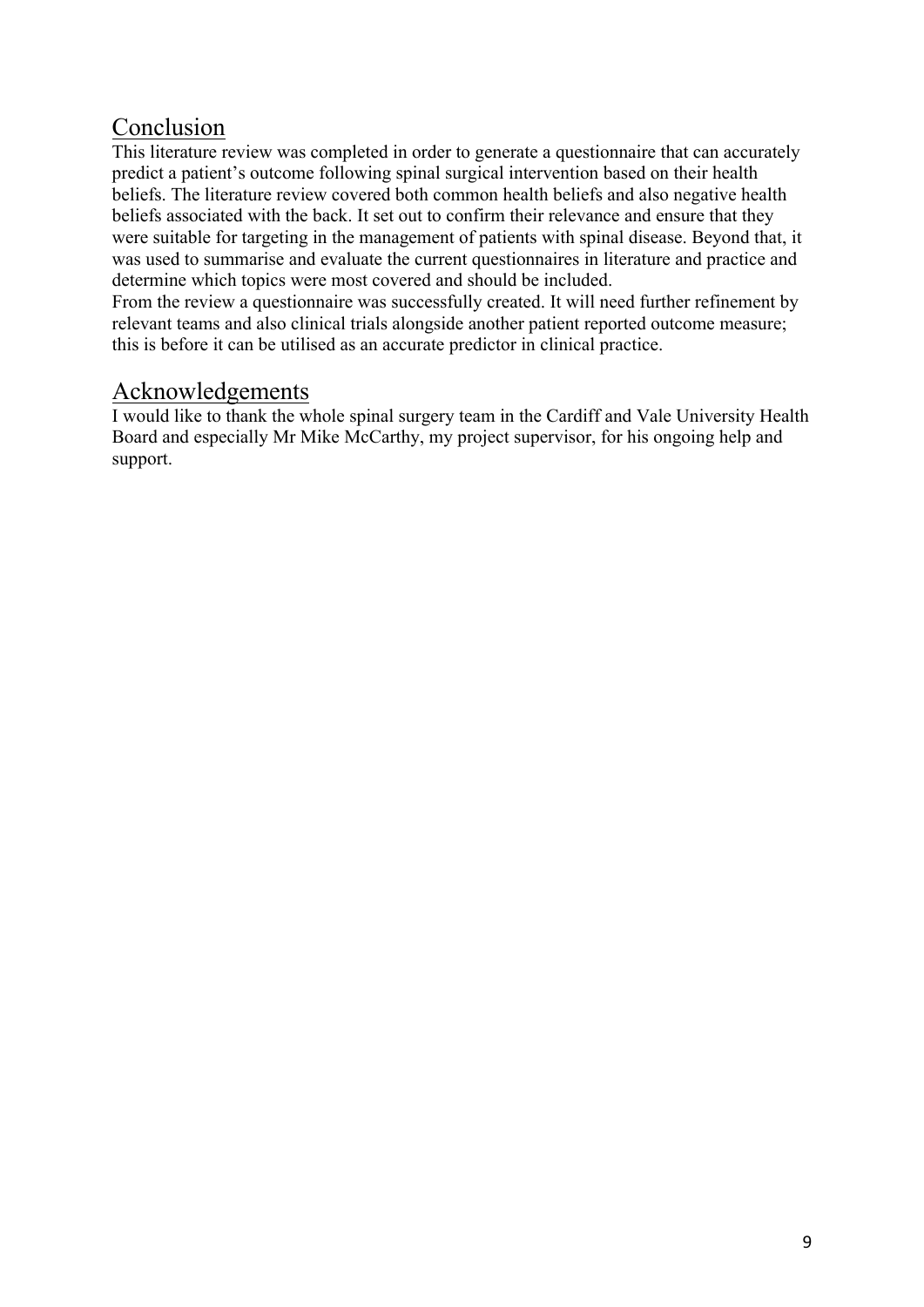## Conclusion

This literature review was completed in order to generate a questionnaire that can accurately predict a patient's outcome following spinal surgical intervention based on their health beliefs. The literature review covered both common health beliefs and also negative health beliefs associated with the back. It set out to confirm their relevance and ensure that they were suitable for targeting in the management of patients with spinal disease. Beyond that, it was used to summarise and evaluate the current questionnaires in literature and practice and determine which topics were most covered and should be included.

From the review a questionnaire was successfully created. It will need further refinement by relevant teams and also clinical trials alongside another patient reported outcome measure; this is before it can be utilised as an accurate predictor in clinical practice.

## Acknowledgements

I would like to thank the whole spinal surgery team in the Cardiff and Vale University Health Board and especially Mr Mike McCarthy, my project supervisor, for his ongoing help and support.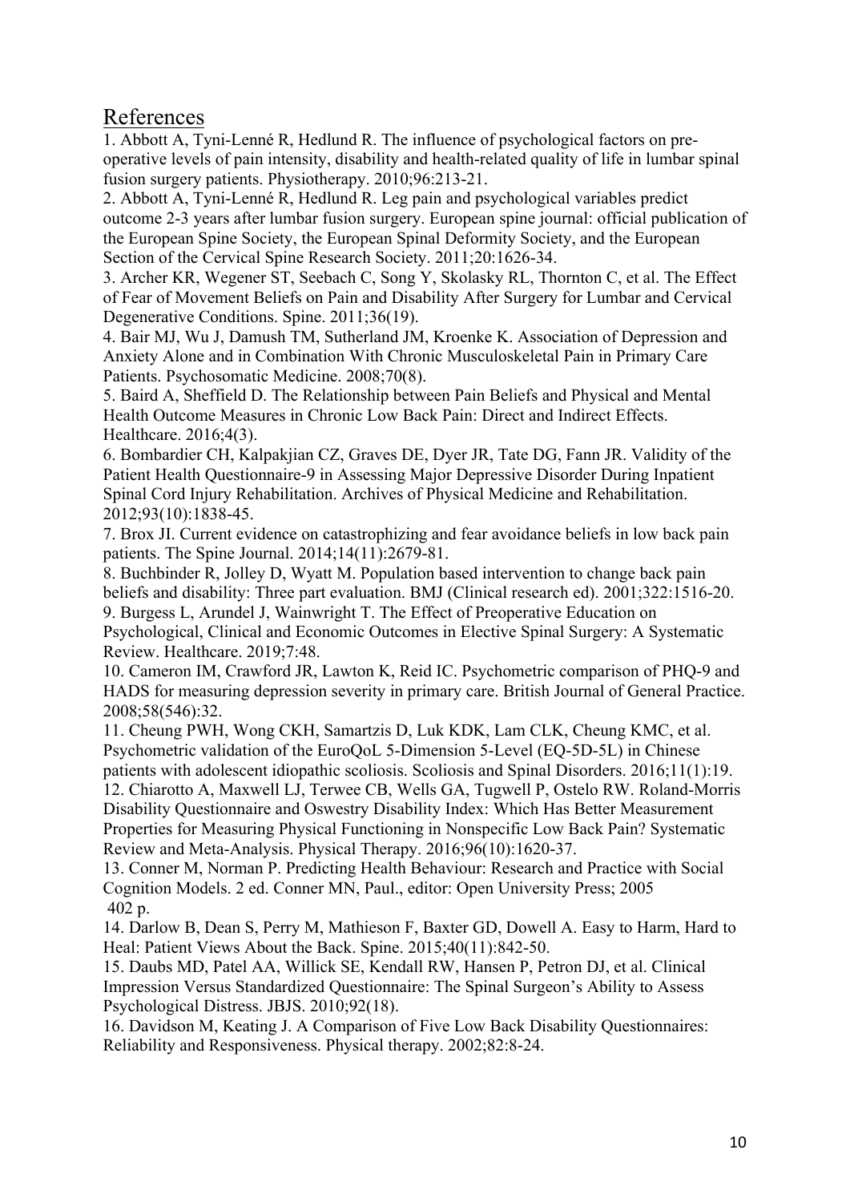# References

1. Abbott A, Tyni-Lenné R, Hedlund R. The influence of psychological factors on pre-operative levels of pain intensity, disability and health-related quality of life in lumbar spinal fusion surgery patients. Physiotherapy. 2010;96:213-21.
2. Abbott A, Tyni-Lenné R, Hedlund R. Leg pain and psychological variables predict outcome 2-3 years after lumbar fusion surgery. European spine journal: official publication of the European Spine Society, the European Spinal Deformity Society, and the European Section of the Cervical Spine Research Society. 2011;20:1626-34.
3. Archer KR, Wegener ST, Seebach C, Song Y, Skolasky RL, Thornton C, et al. The Effect of Fear of Movement Beliefs on Pain and Disability After Surgery for Lumbar and Cervical Degenerative Conditions. Spine. 2011;36(19).
4. Bair MJ, Wu J, Damush TM, Sutherland JM, Kroenke K. Association of Depression and Anxiety Alone and in Combination With Chronic Musculoskeletal Pain in Primary Care Patients. Psychosomatic Medicine. 2008;70(8).
5. Baird A, Sheffield D. The Relationship between Pain Beliefs and Physical and Mental Health Outcome Measures in Chronic Low Back Pain: Direct and Indirect Effects. Healthcare. 2016;4(3).
6. Bombardier CH, Kalpakjian CZ, Graves DE, Dyer JR, Tate DG, Fann JR. Validity of the Patient Health Questionnaire-9 in Assessing Major Depressive Disorder During Inpatient Spinal Cord Injury Rehabilitation. Archives of Physical Medicine and Rehabilitation. 2012;93(10):1838-45.
7. Brox JI. Current evidence on catastrophizing and fear avoidance beliefs in low back pain patients. The Spine Journal. 2014;14(11):2679-81.
8. Buchbinder R, Jolley D, Wyatt M. Population based intervention to change back pain beliefs and disability: Three part evaluation. BMJ (Clinical research ed). 2001;322:1516-20.
9. Burgess L, Arundel J, Wainwright T. The Effect of Preoperative Education on Psychological, Clinical and Economic Outcomes in Elective Spinal Surgery: A Systematic Review. Healthcare. 2019;7:48.
10. Cameron IM, Crawford JR, Lawton K, Reid IC. Psychometric comparison of PHQ-9 and HADS for measuring depression severity in primary care. British Journal of General Practice. 2008;58(546):32.
11. Cheung PWH, Wong CKH, Samartzis D, Luk KDK, Lam CLK, Cheung KMC, et al. Psychometric validation of the EuroQoL 5-Dimension 5-Level (EQ-5D-5L) in Chinese patients with adolescent idiopathic scoliosis. Scoliosis and Spinal Disorders. 2016;11(1):19.
12. Chiarotto A, Maxwell LJ, Terwee CB, Wells GA, Tugwell P, Ostelo RW. Roland-Morris Disability Questionnaire and Oswestry Disability Index: Which Has Better Measurement Properties for Measuring Physical Functioning in Nonspecific Low Back Pain? Systematic Review and Meta-Analysis. Physical Therapy. 2016;96(10):1620-37.
13. Conner M, Norman P. Predicting Health Behaviour: Research and Practice with Social Cognition Models. 2 ed. Conner MN, Paul., editor: Open University Press; 2005 402 p.
14. Darlow B, Dean S, Perry M, Mathieson F, Baxter GD, Dowell A. Easy to Harm, Hard to Heal: Patient Views About the Back. Spine. 2015;40(11):842-50.
15. Daubs MD, Patel AA, Willick SE, Kendall RW, Hansen P, Petron DJ, et al. Clinical Impression Versus Standardized Questionnaire: The Spinal Surgeon's Ability to Assess Psychological Distress. JBJS. 2010;92(18).
16. Davidson M, Keating J. A Comparison of Five Low Back Disability Questionnaires: Reliability and Responsiveness. Physical therapy. 2002;82:8-24.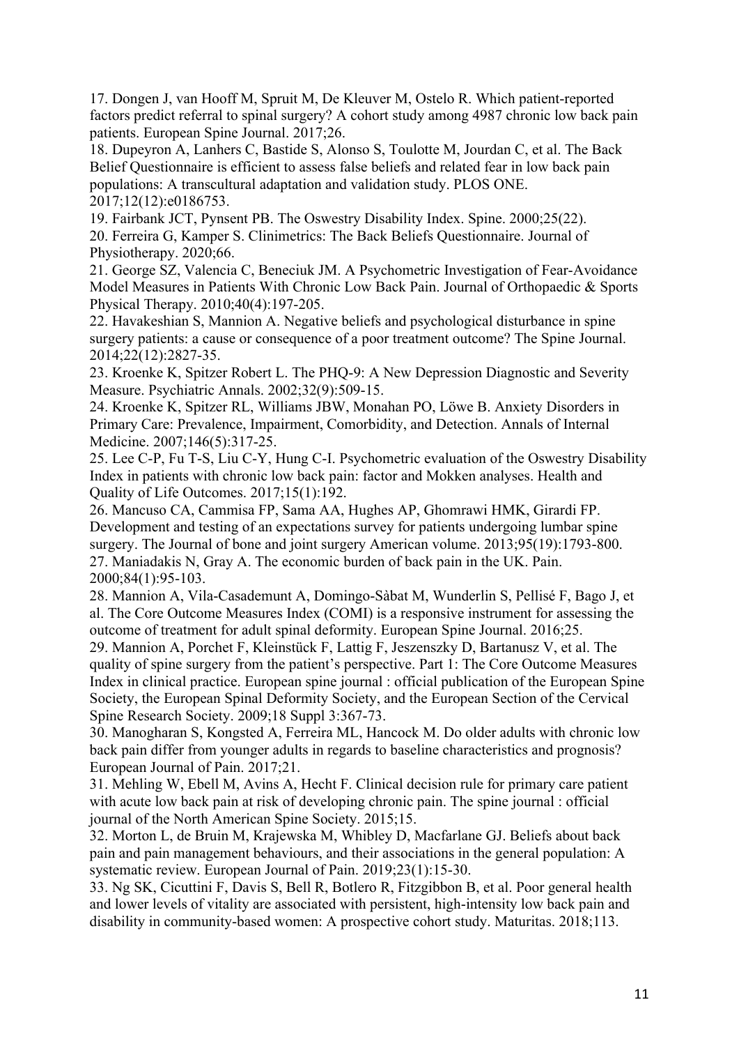17. Dongen J, van Hooff M, Spruit M, De Kleuver M, Ostelo R. Which patient-reported factors predict referral to spinal surgery? A cohort study among 4987 chronic low back pain patients. European Spine Journal. 2017;26.

18. Dupeyron A, Lanhers C, Bastide S, Alonso S, Toulotte M, Jourdan C, et al. The Back Belief Questionnaire is efficient to assess false beliefs and related fear in low back pain populations: A transcultural adaptation and validation study. PLOS ONE. 2017;12(12):e0186753.

19. Fairbank JCT, Pynsent PB. The Oswestry Disability Index. Spine. 2000;25(22).

20. Ferreira G, Kamper S. Clinimetrics: The Back Beliefs Questionnaire. Journal of Physiotherapy. 2020;66.

21. George SZ, Valencia C, Beneciuk JM. A Psychometric Investigation of Fear-Avoidance Model Measures in Patients With Chronic Low Back Pain. Journal of Orthopaedic & Sports Physical Therapy. 2010;40(4):197-205.

22. Havakeshian S, Mannion A. Negative beliefs and psychological disturbance in spine surgery patients: a cause or consequence of a poor treatment outcome? The Spine Journal. 2014;22(12):2827-35.

23. Kroenke K, Spitzer Robert L. The PHQ-9: A New Depression Diagnostic and Severity Measure. Psychiatric Annals. 2002;32(9):509-15.

24. Kroenke K, Spitzer RL, Williams JBW, Monahan PO, Löwe B. Anxiety Disorders in Primary Care: Prevalence, Impairment, Comorbidity, and Detection. Annals of Internal Medicine. 2007;146(5):317-25.

25. Lee C-P, Fu T-S, Liu C-Y, Hung C-I. Psychometric evaluation of the Oswestry Disability Index in patients with chronic low back pain: factor and Mokken analyses. Health and Quality of Life Outcomes. 2017;15(1):192.

26. Mancuso CA, Cammisa FP, Sama AA, Hughes AP, Ghomrawi HMK, Girardi FP. Development and testing of an expectations survey for patients undergoing lumbar spine surgery. The Journal of bone and joint surgery American volume. 2013;95(19):1793-800.

27. Maniadakis N, Gray A. The economic burden of back pain in the UK. Pain. 2000;84(1):95-103.

28. Mannion A, Vila-Casademunt A, Domingo-Sàbat M, Wunderlin S, Pellisé F, Bago J, et al. The Core Outcome Measures Index (COMI) is a responsive instrument for assessing the outcome of treatment for adult spinal deformity. European Spine Journal. 2016;25.

29. Mannion A, Porchet F, Kleinstück F, Lattig F, Jeszenszky D, Bartanusz V, et al. The quality of spine surgery from the patient's perspective. Part 1: The Core Outcome Measures Index in clinical practice. European spine journal : official publication of the European Spine Society, the European Spinal Deformity Society, and the European Section of the Cervical Spine Research Society. 2009;18 Suppl 3:367-73.

30. Manogharan S, Kongsted A, Ferreira ML, Hancock M. Do older adults with chronic low back pain differ from younger adults in regards to baseline characteristics and prognosis? European Journal of Pain. 2017;21.

31. Mehling W, Ebell M, Avins A, Hecht F. Clinical decision rule for primary care patient with acute low back pain at risk of developing chronic pain. The spine journal : official journal of the North American Spine Society. 2015;15.

32. Morton L, de Bruin M, Krajewska M, Whibley D, Macfarlane GJ. Beliefs about back pain and pain management behaviours, and their associations in the general population: A systematic review. European Journal of Pain. 2019;23(1):15-30.

33. Ng SK, Cicuttini F, Davis S, Bell R, Botlero R, Fitzgibbon B, et al. Poor general health and lower levels of vitality are associated with persistent, high-intensity low back pain and disability in community-based women: A prospective cohort study. Maturitas. 2018;113.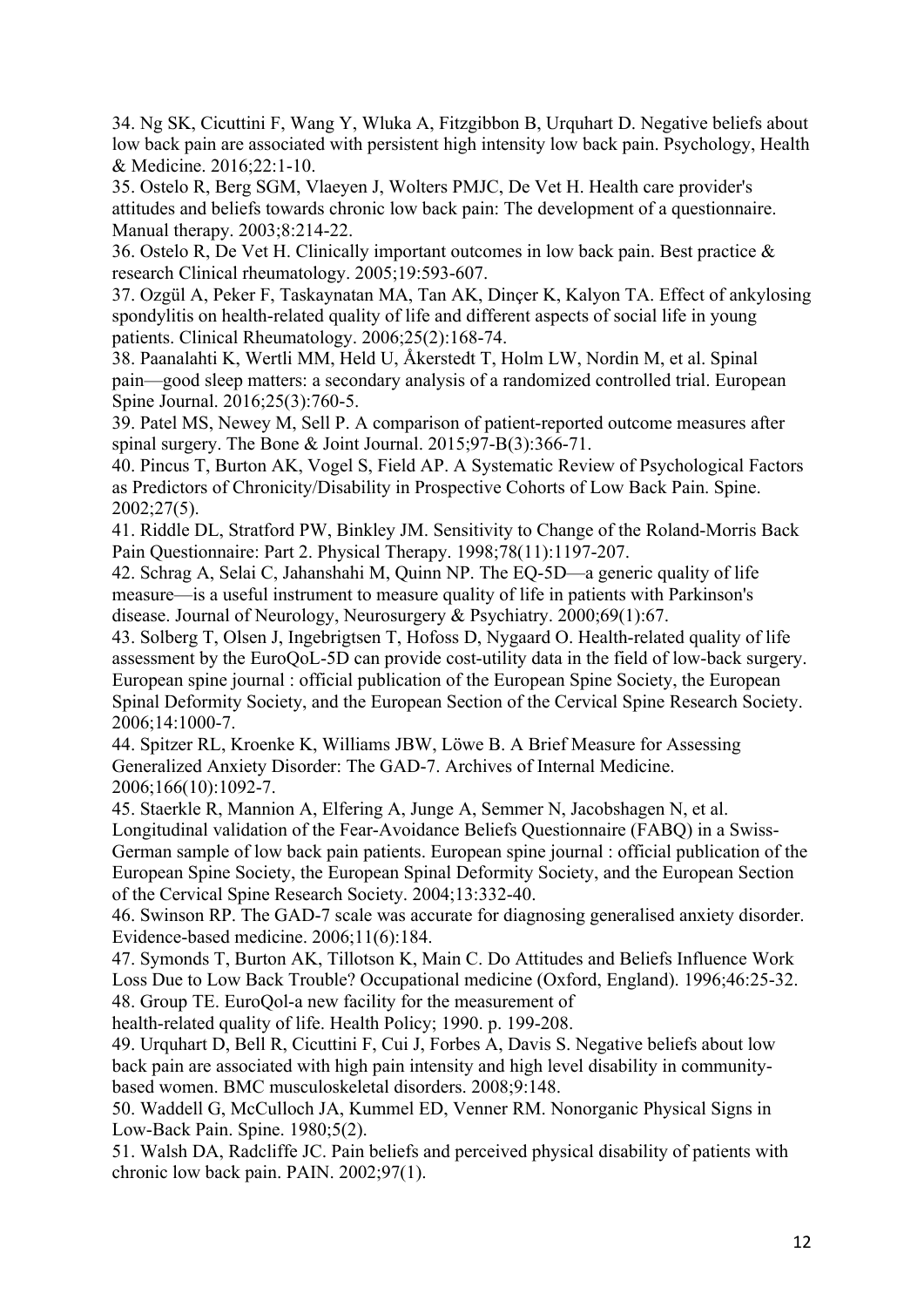34. Ng SK, Cicuttini F, Wang Y, Wluka A, Fitzgibbon B, Urquhart D. Negative beliefs about low back pain are associated with persistent high intensity low back pain. Psychology, Health & Medicine. 2016;22:1-10.

35. Ostelo R, Berg SGM, Vlaeyen J, Wolters PMJC, De Vet H. Health care provider's attitudes and beliefs towards chronic low back pain: The development of a questionnaire. Manual therapy. 2003;8:214-22.

36. Ostelo R, De Vet H. Clinically important outcomes in low back pain. Best practice & research Clinical rheumatology. 2005;19:593-607.

37. Ozgül A, Peker F, Taskaynatan MA, Tan AK, Dinçer K, Kalyon TA. Effect of ankylosing spondylitis on health-related quality of life and different aspects of social life in young patients. Clinical Rheumatology. 2006;25(2):168-74.

38. Paanalahti K, Wertli MM, Held U, Åkerstedt T, Holm LW, Nordin M, et al. Spinal pain—good sleep matters: a secondary analysis of a randomized controlled trial. European Spine Journal. 2016;25(3):760-5.

39. Patel MS, Newey M, Sell P. A comparison of patient-reported outcome measures after spinal surgery. The Bone & Joint Journal. 2015;97-B(3):366-71.

40. Pincus T, Burton AK, Vogel S, Field AP. A Systematic Review of Psychological Factors as Predictors of Chronicity/Disability in Prospective Cohorts of Low Back Pain. Spine. 2002;27(5).

41. Riddle DL, Stratford PW, Binkley JM. Sensitivity to Change of the Roland-Morris Back Pain Questionnaire: Part 2. Physical Therapy. 1998;78(11):1197-207.

42. Schrag A, Selai C, Jahanshahi M, Quinn NP. The EQ-5D—a generic quality of life measure—is a useful instrument to measure quality of life in patients with Parkinson's disease. Journal of Neurology, Neurosurgery & Psychiatry. 2000;69(1):67.

43. Solberg T, Olsen J, Ingebrigtsen T, Hofoss D, Nygaard O. Health-related quality of life assessment by the EuroQoL-5D can provide cost-utility data in the field of low-back surgery. European spine journal : official publication of the European Spine Society, the European Spinal Deformity Society, and the European Section of the Cervical Spine Research Society. 2006;14:1000-7.

44. Spitzer RL, Kroenke K, Williams JBW, Löwe B. A Brief Measure for Assessing Generalized Anxiety Disorder: The GAD-7. Archives of Internal Medicine. 2006;166(10):1092-7.

45. Staerkle R, Mannion A, Elfering A, Junge A, Semmer N, Jacobshagen N, et al. Longitudinal validation of the Fear-Avoidance Beliefs Questionnaire (FABQ) in a Swiss-German sample of low back pain patients. European spine journal : official publication of the European Spine Society, the European Spinal Deformity Society, and the European Section of the Cervical Spine Research Society. 2004;13:332-40.

46. Swinson RP. The GAD-7 scale was accurate for diagnosing generalised anxiety disorder. Evidence-based medicine. 2006;11(6):184.

47. Symonds T, Burton AK, Tillotson K, Main C. Do Attitudes and Beliefs Influence Work Loss Due to Low Back Trouble? Occupational medicine (Oxford, England). 1996;46:25-32.

48. Group TE. EuroQol-a new facility for the measurement of health-related quality of life. Health Policy; 1990. p. 199-208.

49. Urquhart D, Bell R, Cicuttini F, Cui J, Forbes A, Davis S. Negative beliefs about low back pain are associated with high pain intensity and high level disability in community-based women. BMC musculoskeletal disorders. 2008;9:148.

50. Waddell G, McCulloch JA, Kummel ED, Venner RM. Nonorganic Physical Signs in Low-Back Pain. Spine. 1980;5(2).

51. Walsh DA, Radcliffe JC. Pain beliefs and perceived physical disability of patients with chronic low back pain. PAIN. 2002;97(1).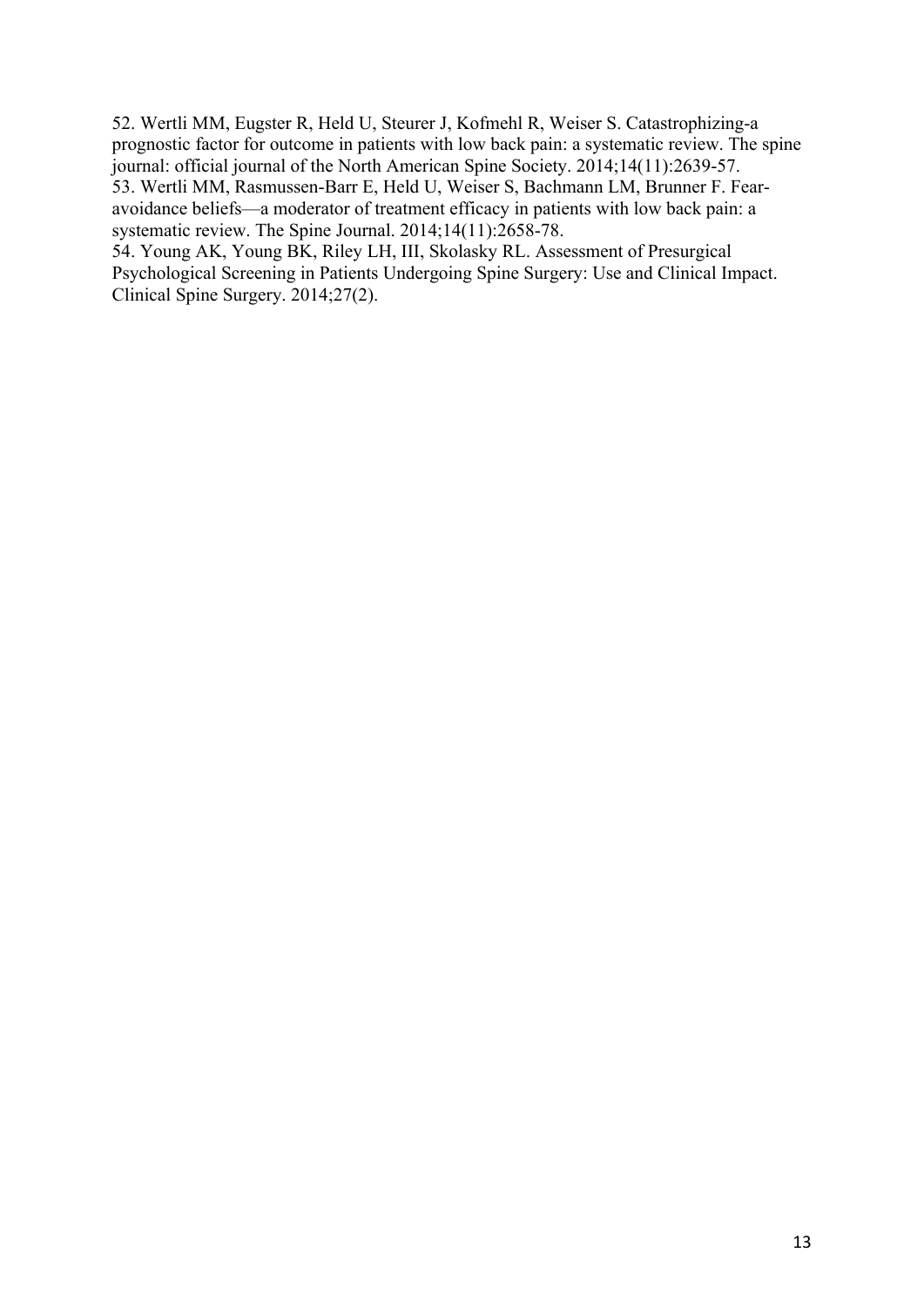52. Wertli MM, Eugster R, Held U, Steurer J, Kofmehl R, Weiser S. Catastrophizing-a prognostic factor for outcome in patients with low back pain: a systematic review. The spine journal: official journal of the North American Spine Society. 2014;14(11):2639-57.

53. Wertli MM, Rasmussen-Barr E, Held U, Weiser S, Bachmann LM, Brunner F. Fear-avoidance beliefs—a moderator of treatment efficacy in patients with low back pain: a systematic review. The Spine Journal. 2014;14(11):2658-78.

54. Young AK, Young BK, Riley LH, III, Skolasky RL. Assessment of Presurgical Psychological Screening in Patients Undergoing Spine Surgery: Use and Clinical Impact. Clinical Spine Surgery. 2014;27(2).